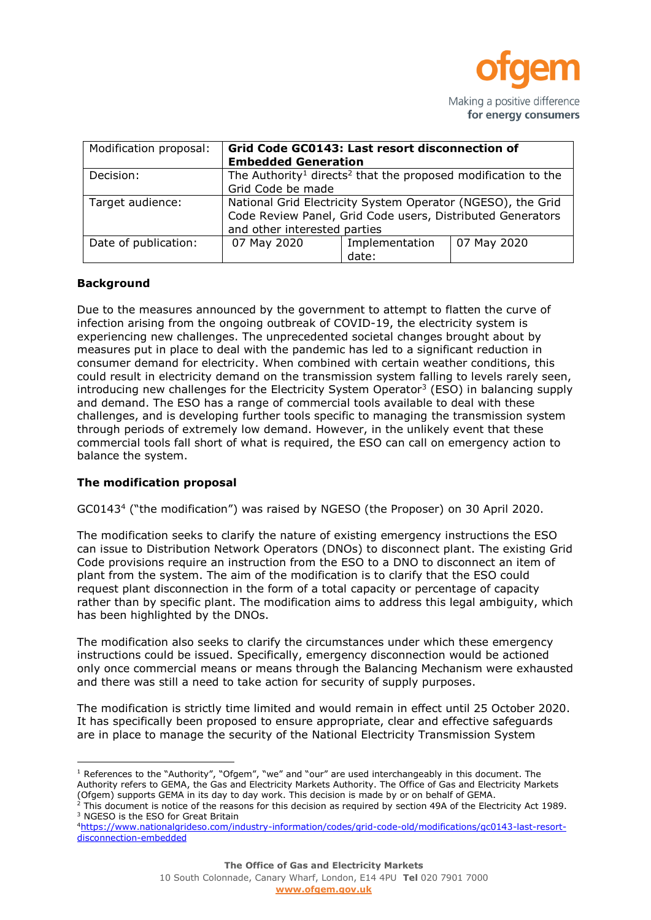| Modification proposal: | **Grid Code GC0143: Last resort disconnection of Embedded Generation** | | |
|---|---|---|---|
| Decision: | The Authority[1] directs[2] that the proposed modification to the Grid Code be made | | |
| Target audience: | National Grid Electricity System Operator (NGESO), the Grid Code Review Panel, Grid Code users, Distributed Generators and other interested parties | | |
| Date of publication: | 07 May 2020 | Implementation date: | 07 May 2020 |

## Background

Due to the measures announced by the government to attempt to flatten the curve of infection arising from the ongoing outbreak of COVID-19, the electricity system is experiencing new challenges. The unprecedented societal changes brought about by measures put in place to deal with the pandemic has led to a significant reduction in consumer demand for electricity. When combined with certain weather conditions, this could result in electricity demand on the transmission system falling to levels rarely seen, introducing new challenges for the Electricity System Operator[3] (ESO) in balancing supply and demand. The ESO has a range of commercial tools available to deal with these challenges, and is developing further tools specific to managing the transmission system through periods of extremely low demand. However, in the unlikely event that these commercial tools fall short of what is required, the ESO can call on emergency action to balance the system.

## The modification proposal

GC0143[4] ("the modification") was raised by NGESO (the Proposer) on 30 April 2020.

The modification seeks to clarify the nature of existing emergency instructions the ESO can issue to Distribution Network Operators (DNOs) to disconnect plant. The existing Grid Code provisions require an instruction from the ESO to a DNO to disconnect an item of plant from the system. The aim of the modification is to clarify that the ESO could request plant disconnection in the form of a total capacity or percentage of capacity rather than by specific plant. The modification aims to address this legal ambiguity, which has been highlighted by the DNOs.

The modification also seeks to clarify the circumstances under which these emergency instructions could be issued. Specifically, emergency disconnection would be actioned only once commercial means or means through the Balancing Mechanism were exhausted and there was still a need to take action for security of supply purposes.

The modification is strictly time limited and would remain in effect until 25 October 2020. It has specifically been proposed to ensure appropriate, clear and effective safeguards are in place to manage the security of the National Electricity Transmission System

---

[1] References to the "Authority", "Ofgem", "we" and "our" are used interchangeably in this document. The Authority refers to GEMA, the Gas and Electricity Markets Authority. The Office of Gas and Electricity Markets (Ofgem) supports GEMA in its day to day work. This decision is made by or on behalf of GEMA.
[2] This document is notice of the reasons for this decision as required by section 49A of the Electricity Act 1989.
[3] NGESO is the ESO for Great Britain
[4] https://www.nationalgrideso.com/industry-information/codes/grid-code-old/modifications/gc0143-last-resort-disconnection-embedded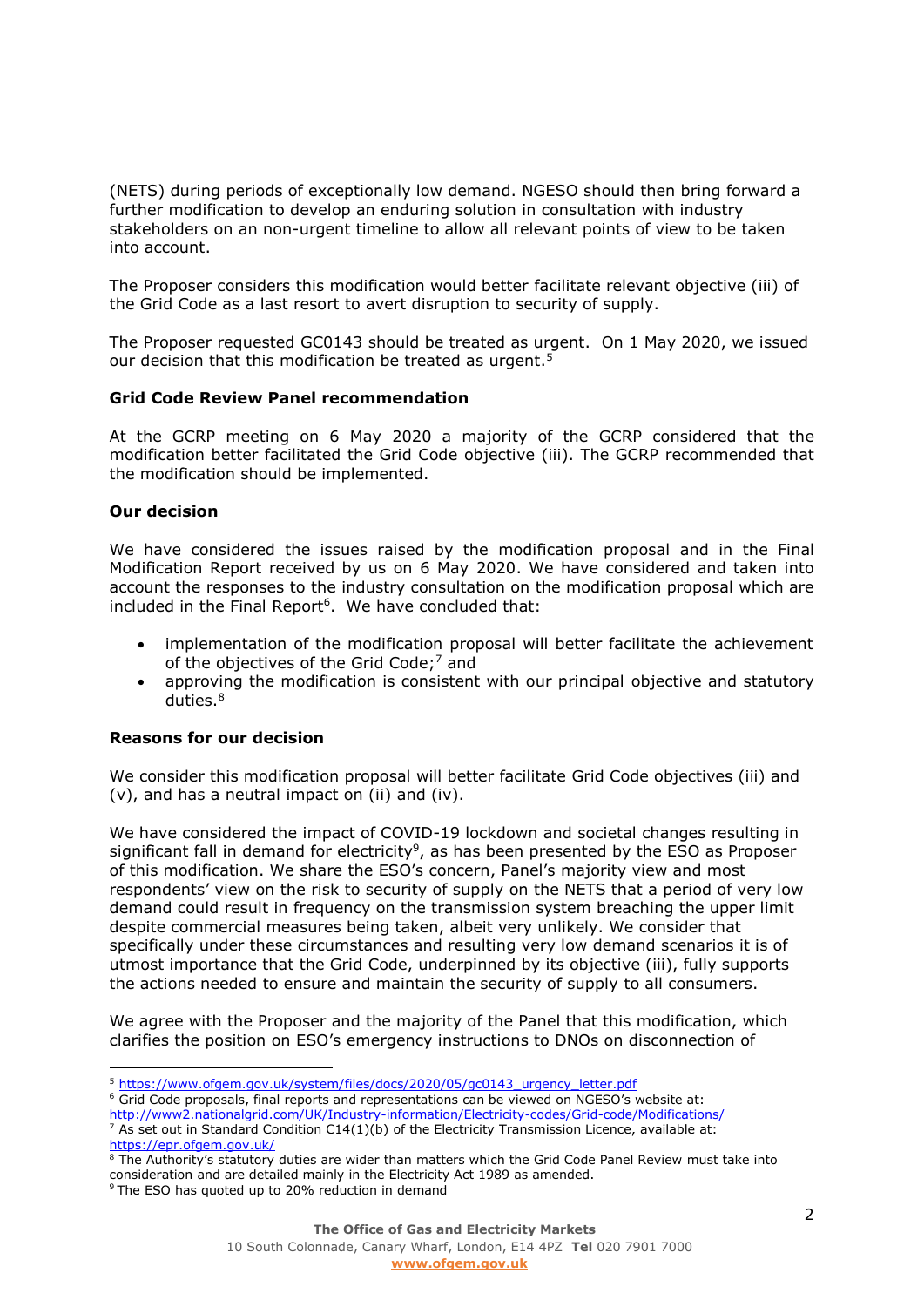(NETS) during periods of exceptionally low demand. NGESO should then bring forward a further modification to develop an enduring solution in consultation with industry stakeholders on an non-urgent timeline to allow all relevant points of view to be taken into account.

The Proposer considers this modification would better facilitate relevant objective (iii) of the Grid Code as a last resort to avert disruption to security of supply.

The Proposer requested GC0143 should be treated as urgent. On 1 May 2020, we issued our decision that this modification be treated as urgent.[5]

**Grid Code Review Panel recommendation**

At the GCRP meeting on 6 May 2020 a majority of the GCRP considered that the modification better facilitated the Grid Code objective (iii). The GCRP recommended that the modification should be implemented.

**Our decision**

We have considered the issues raised by the modification proposal and in the Final Modification Report received by us on 6 May 2020. We have considered and taken into account the responses to the industry consultation on the modification proposal which are included in the Final Report[6]. We have concluded that:

- implementation of the modification proposal will better facilitate the achievement of the objectives of the Grid Code;[7] and
- approving the modification is consistent with our principal objective and statutory duties.[8]

**Reasons for our decision**

We consider this modification proposal will better facilitate Grid Code objectives (iii) and (v), and has a neutral impact on (ii) and (iv).

We have considered the impact of COVID-19 lockdown and societal changes resulting in significant fall in demand for electricity[9], as has been presented by the ESO as Proposer of this modification. We share the ESO's concern, Panel's majority view and most respondents' view on the risk to security of supply on the NETS that a period of very low demand could result in frequency on the transmission system breaching the upper limit despite commercial measures being taken, albeit very unlikely. We consider that specifically under these circumstances and resulting very low demand scenarios it is of utmost importance that the Grid Code, underpinned by its objective (iii), fully supports the actions needed to ensure and maintain the security of supply to all consumers.

We agree with the Proposer and the majority of the Panel that this modification, which clarifies the position on ESO's emergency instructions to DNOs on disconnection of

---

[5] https://www.ofgem.gov.uk/system/files/docs/2020/05/gc0143_urgency_letter.pdf

[6] Grid Code proposals, final reports and representations can be viewed on NGESO's website at: http://www2.nationalgrid.com/UK/Industry-information/Electricity-codes/Grid-code/Modifications/

[7] As set out in Standard Condition C14(1)(b) of the Electricity Transmission Licence, available at: https://epr.ofgem.gov.uk/

[8] The Authority's statutory duties are wider than matters which the Grid Code Panel Review must take into consideration and are detailed mainly in the Electricity Act 1989 as amended.

[9] The ESO has quoted up to 20% reduction in demand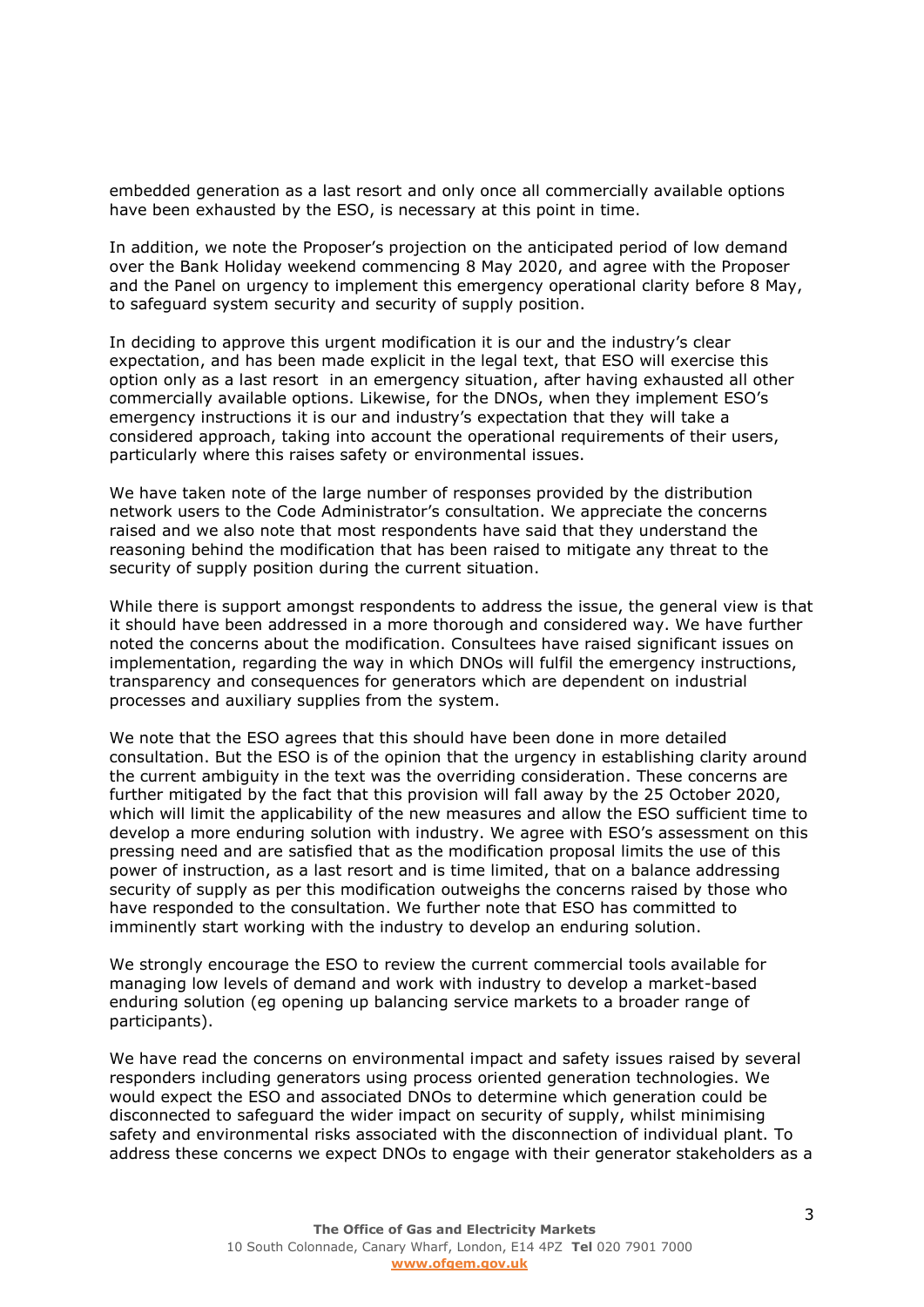embedded generation as a last resort and only once all commercially available options have been exhausted by the ESO, is necessary at this point in time.

In addition, we note the Proposer's projection on the anticipated period of low demand over the Bank Holiday weekend commencing 8 May 2020, and agree with the Proposer and the Panel on urgency to implement this emergency operational clarity before 8 May, to safeguard system security and security of supply position.

In deciding to approve this urgent modification it is our and the industry's clear expectation, and has been made explicit in the legal text, that ESO will exercise this option only as a last resort in an emergency situation, after having exhausted all other commercially available options. Likewise, for the DNOs, when they implement ESO's emergency instructions it is our and industry's expectation that they will take a considered approach, taking into account the operational requirements of their users, particularly where this raises safety or environmental issues.

We have taken note of the large number of responses provided by the distribution network users to the Code Administrator's consultation. We appreciate the concerns raised and we also note that most respondents have said that they understand the reasoning behind the modification that has been raised to mitigate any threat to the security of supply position during the current situation.

While there is support amongst respondents to address the issue, the general view is that it should have been addressed in a more thorough and considered way. We have further noted the concerns about the modification. Consultees have raised significant issues on implementation, regarding the way in which DNOs will fulfil the emergency instructions, transparency and consequences for generators which are dependent on industrial processes and auxiliary supplies from the system.

We note that the ESO agrees that this should have been done in more detailed consultation. But the ESO is of the opinion that the urgency in establishing clarity around the current ambiguity in the text was the overriding consideration. These concerns are further mitigated by the fact that this provision will fall away by the 25 October 2020, which will limit the applicability of the new measures and allow the ESO sufficient time to develop a more enduring solution with industry. We agree with ESO's assessment on this pressing need and are satisfied that as the modification proposal limits the use of this power of instruction, as a last resort and is time limited, that on a balance addressing security of supply as per this modification outweighs the concerns raised by those who have responded to the consultation. We further note that ESO has committed to imminently start working with the industry to develop an enduring solution.

We strongly encourage the ESO to review the current commercial tools available for managing low levels of demand and work with industry to develop a market-based enduring solution (eg opening up balancing service markets to a broader range of participants).

We have read the concerns on environmental impact and safety issues raised by several responders including generators using process oriented generation technologies. We would expect the ESO and associated DNOs to determine which generation could be disconnected to safeguard the wider impact on security of supply, whilst minimising safety and environmental risks associated with the disconnection of individual plant. To address these concerns we expect DNOs to engage with their generator stakeholders as a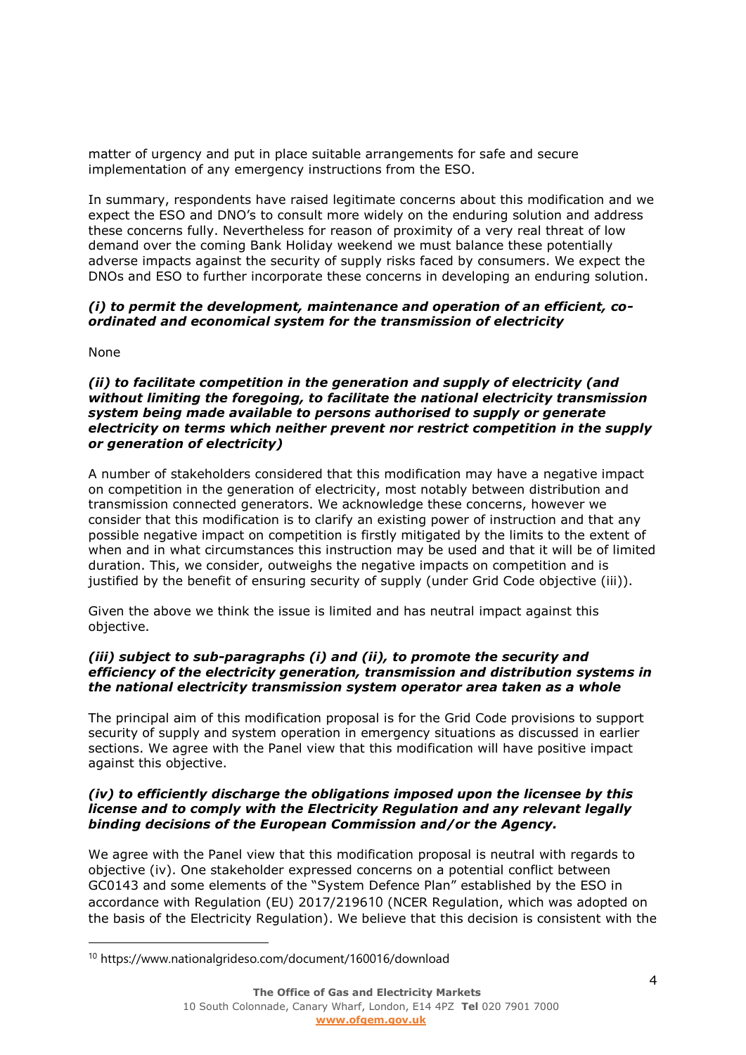matter of urgency and put in place suitable arrangements for safe and secure implementation of any emergency instructions from the ESO.

In summary, respondents have raised legitimate concerns about this modification and we expect the ESO and DNO's to consult more widely on the enduring solution and address these concerns fully. Nevertheless for reason of proximity of a very real threat of low demand over the coming Bank Holiday weekend we must balance these potentially adverse impacts against the security of supply risks faced by consumers. We expect the DNOs and ESO to further incorporate these concerns in developing an enduring solution.

***(i) to permit the development, maintenance and operation of an efficient, co-ordinated and economical system for the transmission of electricity***

None

***(ii) to facilitate competition in the generation and supply of electricity (and without limiting the foregoing, to facilitate the national electricity transmission system being made available to persons authorised to supply or generate electricity on terms which neither prevent nor restrict competition in the supply or generation of electricity)***

A number of stakeholders considered that this modification may have a negative impact on competition in the generation of electricity, most notably between distribution and transmission connected generators. We acknowledge these concerns, however we consider that this modification is to clarify an existing power of instruction and that any possible negative impact on competition is firstly mitigated by the limits to the extent of when and in what circumstances this instruction may be used and that it will be of limited duration. This, we consider, outweighs the negative impacts on competition and is justified by the benefit of ensuring security of supply (under Grid Code objective (iii)).

Given the above we think the issue is limited and has neutral impact against this objective.

***(iii) subject to sub-paragraphs (i) and (ii), to promote the security and efficiency of the electricity generation, transmission and distribution systems in the national electricity transmission system operator area taken as a whole***

The principal aim of this modification proposal is for the Grid Code provisions to support security of supply and system operation in emergency situations as discussed in earlier sections. We agree with the Panel view that this modification will have positive impact against this objective.

***(iv) to efficiently discharge the obligations imposed upon the licensee by this license and to comply with the Electricity Regulation and any relevant legally binding decisions of the European Commission and/or the Agency.***

We agree with the Panel view that this modification proposal is neutral with regards to objective (iv). One stakeholder expressed concerns on a potential conflict between GC0143 and some elements of the "System Defence Plan" established by the ESO in accordance with Regulation (EU) 2017/2196[10] (NCER Regulation, which was adopted on the basis of the Electricity Regulation). We believe that this decision is consistent with the

[10] https://www.nationalgrideso.com/document/160016/download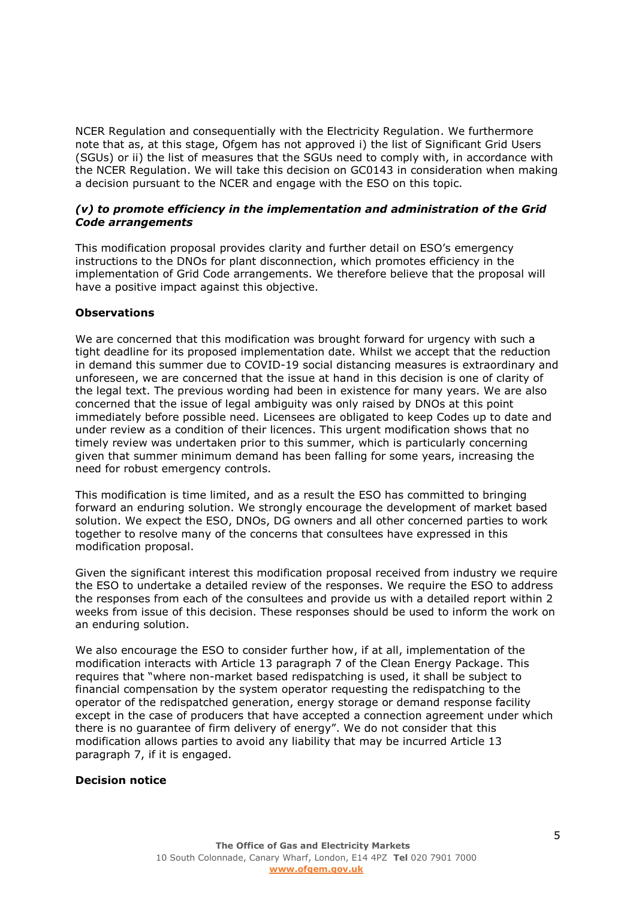NCER Regulation and consequentially with the Electricity Regulation. We furthermore note that as, at this stage, Ofgem has not approved i) the list of Significant Grid Users (SGUs) or ii) the list of measures that the SGUs need to comply with, in accordance with the NCER Regulation. We will take this decision on GC0143 in consideration when making a decision pursuant to the NCER and engage with the ESO on this topic.

***(v) to promote efficiency in the implementation and administration of the Grid Code arrangements***

This modification proposal provides clarity and further detail on ESO's emergency instructions to the DNOs for plant disconnection, which promotes efficiency in the implementation of Grid Code arrangements. We therefore believe that the proposal will have a positive impact against this objective.

**Observations**

We are concerned that this modification was brought forward for urgency with such a tight deadline for its proposed implementation date. Whilst we accept that the reduction in demand this summer due to COVID-19 social distancing measures is extraordinary and unforeseen, we are concerned that the issue at hand in this decision is one of clarity of the legal text. The previous wording had been in existence for many years. We are also concerned that the issue of legal ambiguity was only raised by DNOs at this point immediately before possible need. Licensees are obligated to keep Codes up to date and under review as a condition of their licences. This urgent modification shows that no timely review was undertaken prior to this summer, which is particularly concerning given that summer minimum demand has been falling for some years, increasing the need for robust emergency controls.

This modification is time limited, and as a result the ESO has committed to bringing forward an enduring solution. We strongly encourage the development of market based solution. We expect the ESO, DNOs, DG owners and all other concerned parties to work together to resolve many of the concerns that consultees have expressed in this modification proposal.

Given the significant interest this modification proposal received from industry we require the ESO to undertake a detailed review of the responses. We require the ESO to address the responses from each of the consultees and provide us with a detailed report within 2 weeks from issue of this decision. These responses should be used to inform the work on an enduring solution.

We also encourage the ESO to consider further how, if at all, implementation of the modification interacts with Article 13 paragraph 7 of the Clean Energy Package. This requires that "where non-market based redispatching is used, it shall be subject to financial compensation by the system operator requesting the redispatching to the operator of the redispatched generation, energy storage or demand response facility except in the case of producers that have accepted a connection agreement under which there is no guarantee of firm delivery of energy". We do not consider that this modification allows parties to avoid any liability that may be incurred Article 13 paragraph 7, if it is engaged.

**Decision notice**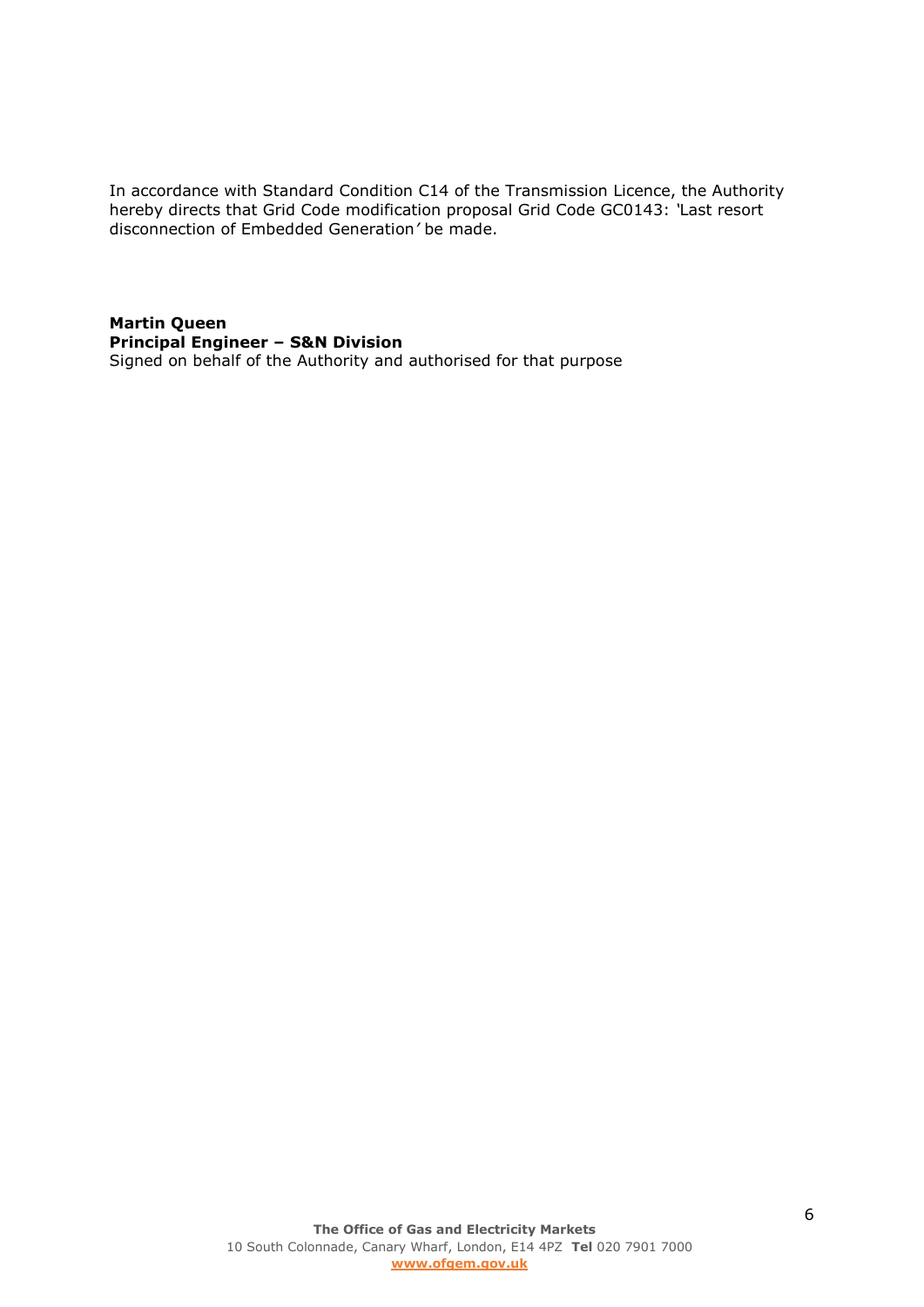In accordance with Standard Condition C14 of the Transmission Licence, the Authority hereby directs that Grid Code modification proposal Grid Code GC0143: *'Last resort disconnection of Embedded Generation'* be made.

**Martin Queen**
**Principal Engineer – S&N Division**
Signed on behalf of the Authority and authorised for that purpose